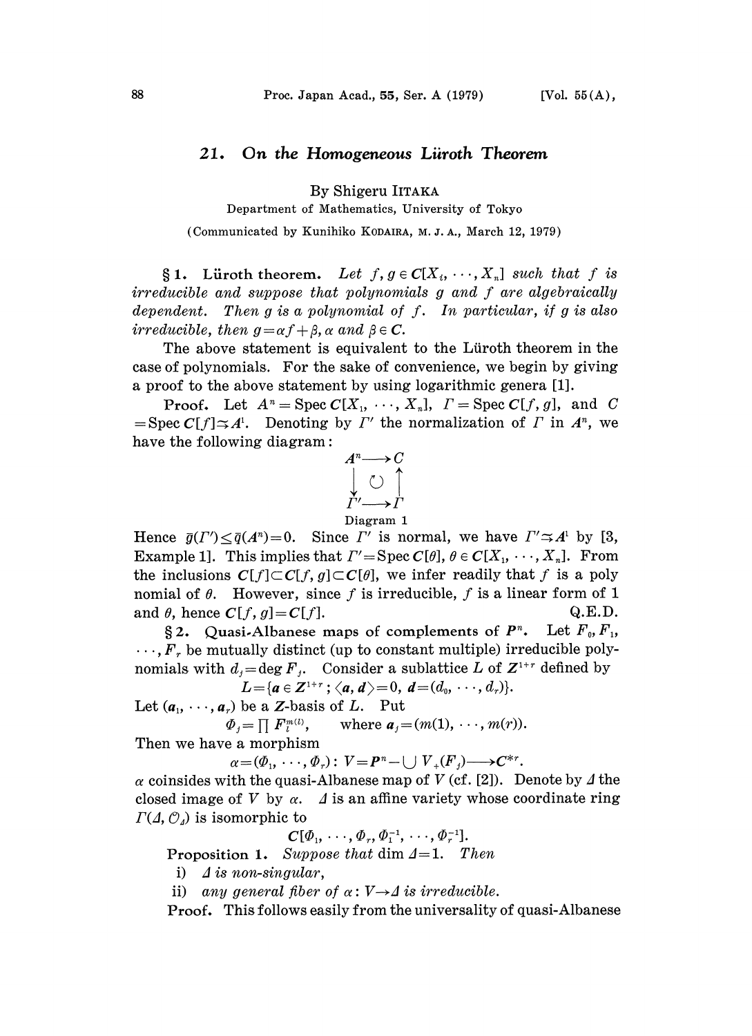# 21. On the Homogeneous Lüroth Theorem

By Shigeru Iitaka

Department of Mathematics, University of Tokyo

(Communicated by Kunihiko Kodaira, M. J. A., March 12, 1979)

**§ 1. Lüroth theorem.** *Let $f, g \in \boldsymbol{C}[X_1, \cdots, X_n]$ such that $f$ is irreducible and suppose that polynomials $g$ and $f$ are algebraically dependent. Then $g$ is a polynomial of $f$. In particular, if $g$ is also irreducible, then $g = \alpha f + \beta$, $\alpha$ and $\beta \in \boldsymbol{C}$.*

The above statement is equivalent to the Lüroth theorem in the case of polynomials. For the sake of convenience, we begin by giving a proof to the above statement by using logarithmic genera [1].

**Proof.** Let $A^n = \operatorname{Spec} \boldsymbol{C}[X_1, \cdots, X_n]$, $\Gamma = \operatorname{Spec} \boldsymbol{C}[f, g]$, and $C = \operatorname{Spec} \boldsymbol{C}[f] \cong A^1$. Denoting by $\Gamma'$ the normalization of $\Gamma$ in $A^n$, we have the following diagram:

$$\begin{array}{ccc} A^n & \longrightarrow & C \\ \downarrow & \circlearrowright & \uparrow \\ \Gamma' & \longrightarrow & \Gamma \end{array}$$

Diagram 1

Hence $\bar{q}(\Gamma') \leq \bar{q}(A^n) = 0$. Since $\Gamma'$ is normal, we have $\Gamma' \cong A^1$ by [3, Example 1]. This implies that $\Gamma' = \operatorname{Spec} \boldsymbol{C}[\theta]$, $\theta \in \boldsymbol{C}[X_1, \cdots, X_n]$. From the inclusions $\boldsymbol{C}[f] \subset \boldsymbol{C}[f, g] \subset \boldsymbol{C}[\theta]$, we infer readily that $f$ is a polynomial of $\theta$. However, since $f$ is irreducible, $f$ is a linear form of 1 and $\theta$, hence $\boldsymbol{C}[f, g] = \boldsymbol{C}[f]$. Q.E.D.

**§ 2. Quasi-Albanese maps of complements of $P^n$.** Let $F_0, F_1, \cdots, F_r$ be mutually distinct (up to constant multiple) irreducible polynomials with $d_j = \deg F_j$. Consider a sublattice $L$ of $\boldsymbol{Z}^{1+r}$ defined by

$$L = \{\boldsymbol{a} \in \boldsymbol{Z}^{1+r} ; \langle \boldsymbol{a}, \boldsymbol{d} \rangle = 0, \ \boldsymbol{d} = (d_0, \cdots, d_r)\}.$$

Let $(\boldsymbol{a}_1, \cdots, \boldsymbol{a}_r)$ be a $\boldsymbol{Z}$-basis of $L$. Put

$$\Phi_j = \prod F_l^{m(l)}, \qquad \text{where } \boldsymbol{a}_j = (m(1), \cdots, m(r)).$$

Then we have a morphism

$$\alpha = (\Phi_1, \cdots, \Phi_r) : V = P^n - \bigcup V_+(F_j) \longrightarrow \boldsymbol{C}^{*r}.$$

$\alpha$ coinsides with the quasi-Albanese map of $V$ (cf. [2]). Denote by $\Delta$ the closed image of $V$ by $\alpha$. $\Delta$ is an affine variety whose coordinate ring $\Gamma(\Delta, \mathcal{O}_\Delta)$ is isomorphic to

$$\boldsymbol{C}[\Phi_1, \cdots, \Phi_r, \Phi_1^{-1}, \cdots, \Phi_r^{-1}].$$

**Proposition 1.** *Suppose that* $\dim \Delta = 1$. *Then*

i) *$\Delta$ is non-singular,*

ii) *any general fiber of $\alpha : V \to \Delta$ is irreducible.*

**Proof.** This follows easily from the universality of quasi-Albanese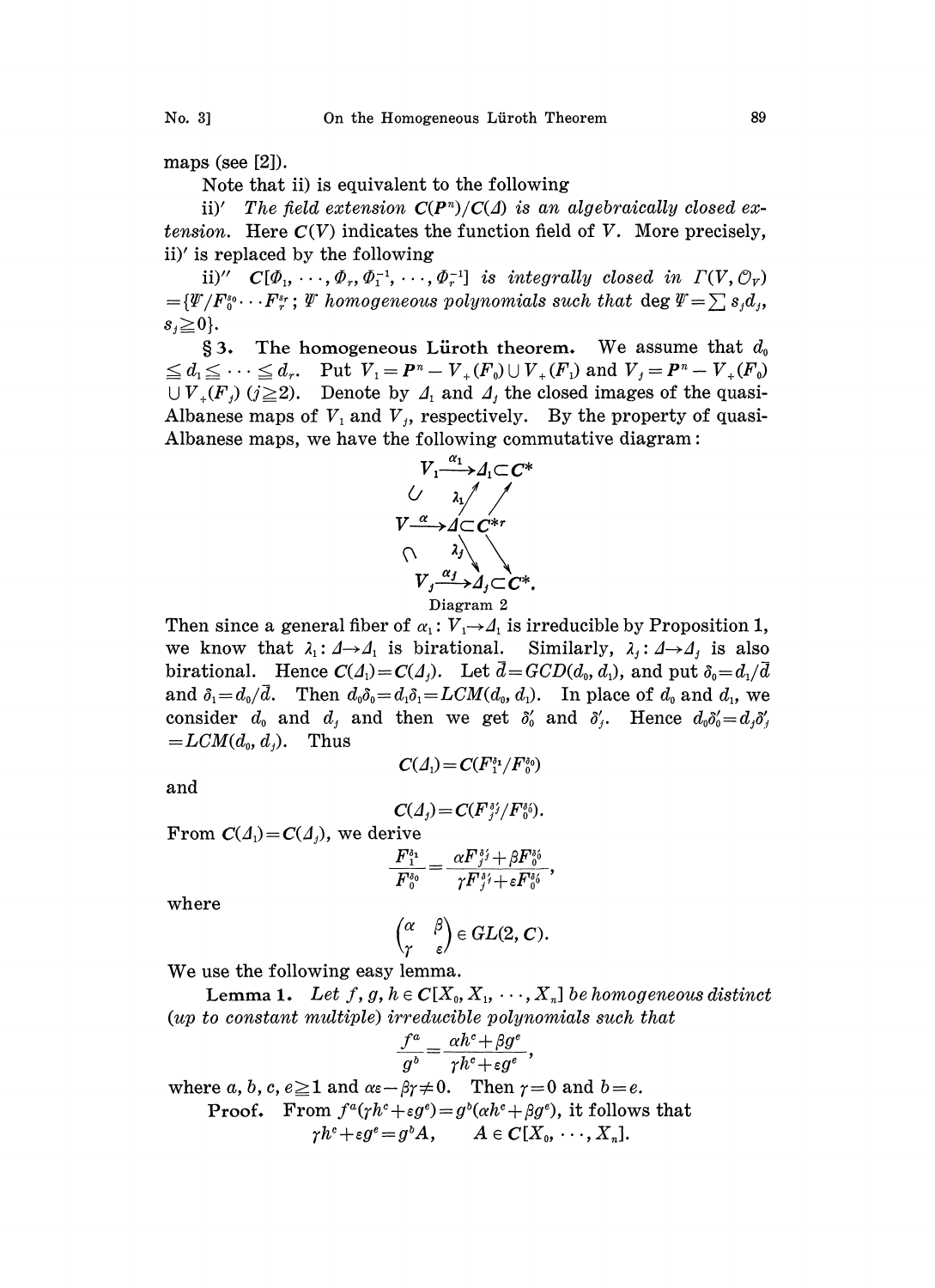maps (see [2]).

Note that ii) is equivalent to the following

ii)′ *The field extension $C(P^n)/C(\Delta)$ is an algebraically closed extension.* Here $C(V)$ indicates the function field of $V$. More precisely, ii)′ is replaced by the following

ii)″ $C[\Phi_1, \cdots, \Phi_r, \Phi_1^{-1}, \cdots, \Phi_r^{-1}]$ *is integrally closed in* $\Gamma(V, \mathcal{O}_V) = \{\Psi/F_0^{s_0} \cdots F_r^{s_r}$; $\Psi$ *homogeneous polynomials such that* $\deg \Psi = \sum s_j d_j$, $s_j \geqq 0\}$.

**§ 3. The homogeneous Lüroth theorem.** We assume that $d_0 \leqq d_1 \leqq \cdots \leqq d_r$. Put $V_1 = P^n - V_+(F_0) \cup V_+(F_1)$ and $V_j = P^n - V_+(F_0) \cup V_+(F_j)$ $(j \geqq 2)$. Denote by $\Delta_1$ and $\Delta_j$ the closed images of the quasi-Albanese maps of $V_1$ and $V_j$, respectively. By the property of quasi-Albanese maps, we have the following commutative diagram:

$$
\begin{array}{ccc}
V_1 & \xrightarrow{\alpha_1} & \Delta_1 \subset C^* \\
\cup & \nearrow \lambda_1 & \nearrow \\
V & \xrightarrow{\alpha} & \Delta \subset C^{*r} \\
\cap & \searrow \lambda_j & \searrow \\
V_j & \xrightarrow{\alpha_j} & \Delta_j \subset C^*.
\end{array}
$$

Diagram 2

Then since a general fiber of $\alpha_1 : V_1 \to \Delta_1$ is irreducible by Proposition 1, we know that $\lambda_1 : \Delta \to \Delta_1$ is birational. Similarly, $\lambda_j : \Delta \to \Delta_j$ is also birational. Hence $C(\Delta_1) = C(\Delta_j)$. Let $\bar{d} = GCD(d_0, d_1)$, and put $\delta_0 = d_1/\bar{d}$ and $\delta_1 = d_0/\bar{d}$. Then $d_0\delta_0 = d_1\delta_1 = LCM(d_0, d_1)$. In place of $d_0$ and $d_1$, we consider $d_0$ and $d_j$ and then we get $\delta_0'$ and $\delta_j'$. Hence $d_0\delta_0' = d_j\delta_j' = LCM(d_0, d_j)$. Thus

$$C(\Delta_1) = C(F_1^{\delta_1}/F_0^{\delta_0})$$

and

$$C(\Delta_j) = C(F_j^{\delta_j'}/F_0^{\delta_0'}).$$

From $C(\Delta_1) = C(\Delta_j)$, we derive

$$\frac{F_1^{\delta_1}}{F_0^{\delta_0}} = \frac{\alpha F_j^{\delta_j'} + \beta F_0^{\delta_0'}}{\gamma F_j^{\delta_j'} + \varepsilon F_0^{\delta_0'}},$$

where

$$\begin{pmatrix} \alpha & \beta \\ \gamma & \varepsilon \end{pmatrix} \in GL(2, C).$$

We use the following easy lemma.

**Lemma 1.** *Let $f, g, h \in C[X_0, X_1, \cdots, X_n]$ be homogeneous distinct (up to constant multiple) irreducible polynomials such that*

$$\frac{f^a}{g^b} = \frac{\alpha h^c + \beta g^e}{\gamma h^c + \varepsilon g^e},$$

*where $a, b, c, e \geqq 1$ and $\alpha\varepsilon - \beta\gamma \neq 0$. Then $\gamma = 0$ and $b = e$.*

**Proof.** From $f^a(\gamma h^c + \varepsilon g^e) = g^b(\alpha h^c + \beta g^e)$, it follows that

$$\gamma h^c + \varepsilon g^e = g^b A, \qquad A \in C[X_0, \cdots, X_n].$$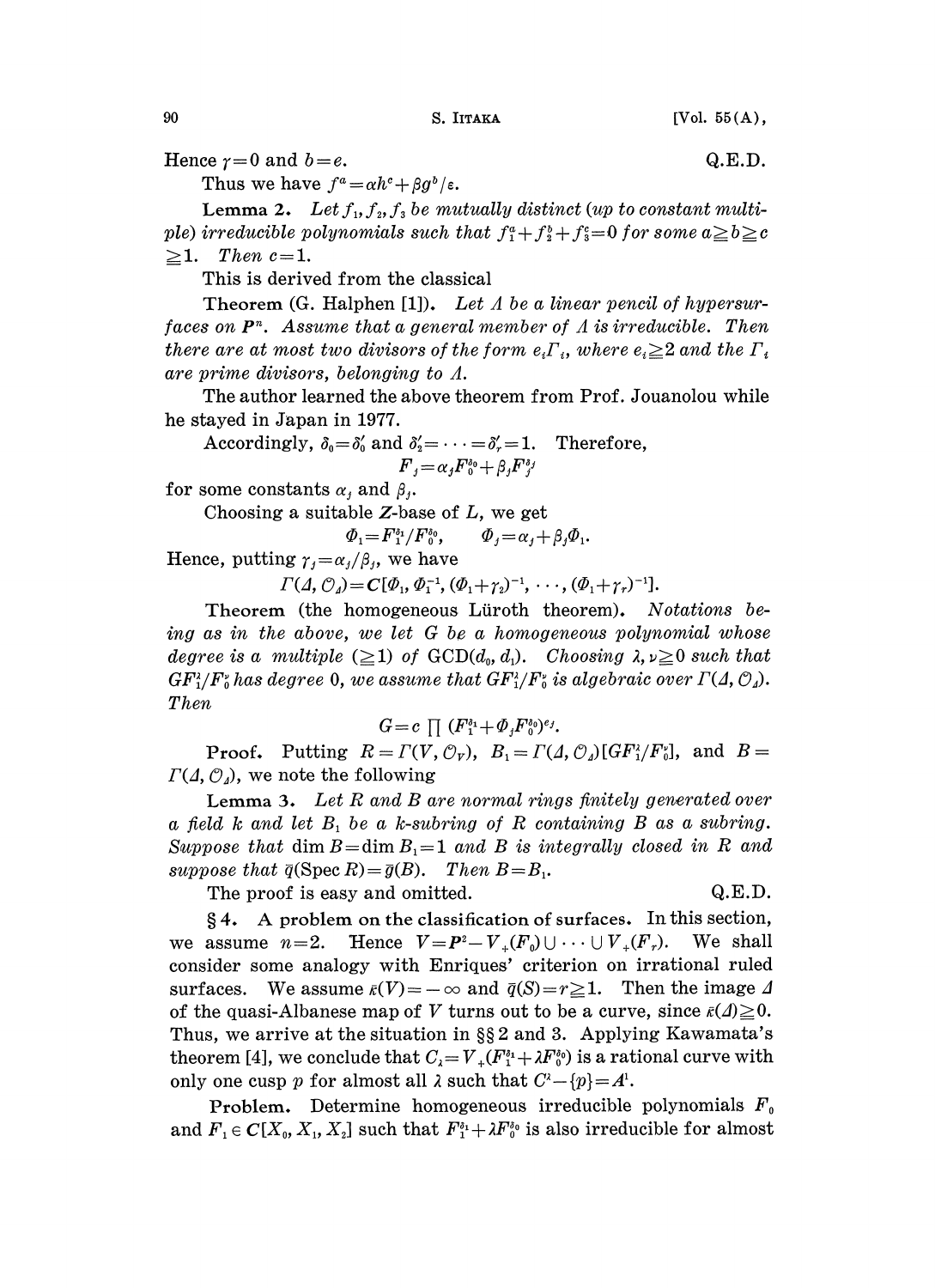Hence $\gamma=0$ and $b=e$. Q.E.D.

Thus we have $f^a=\alpha h^c+\beta g^b/\varepsilon$.

**Lemma 2.** *Let $f_1, f_2, f_3$ be mutually distinct (up to constant multiple) irreducible polynomials such that $f_1^a+f_2^b+f_3^c=0$ for some $a \geqq b \geqq c \geqq 1$. Then $c=1$.*

This is derived from the classical

**Theorem** (G. Halphen [1]). *Let $\Lambda$ be a linear pencil of hypersurfaces on $\boldsymbol{P}^n$. Assume that a general member of $\Lambda$ is irreducible. Then there are at most two divisors of the form $e_i\Gamma_i$, where $e_i \geqq 2$ and the $\Gamma_i$ are prime divisors, belonging to $\Lambda$.*

The author learned the above theorem from Prof. Jouanolou while he stayed in Japan in 1977.

Accordingly, $\delta_0=\delta_0'$ and $\delta_2'=\cdots=\delta_r'=1$. Therefore,

$$F_j=\alpha_j F_0^{\delta_0}+\beta_j F_j^{\delta_j}$$

for some constants $\alpha_j$ and $\beta_j$.

Choosing a suitable $\boldsymbol{Z}$-base of $L$, we get

$$\Phi_1=F_1^{\delta_1}/F_0^{\delta_0}, \qquad \Phi_j=\alpha_j+\beta_j\Phi_1.$$

Hence, putting $\gamma_j=\alpha_j/\beta_j$, we have

$$\Gamma(\Delta, \mathcal{O}_\Delta)=\boldsymbol{C}[\Phi_1, \Phi_1^{-1}, (\Phi_1+\gamma_2)^{-1}, \cdots, (\Phi_1+\gamma_r)^{-1}].$$

**Theorem** (the homogeneous Lüroth theorem). *Notations being as in the above, we let $G$ be a homogeneous polynomial whose degree is a multiple ($\geqq 1$) of $\mathrm{GCD}(d_0, d_1)$. Choosing $\lambda, \nu \geqq 0$ such that $GF_1^\lambda/F_0^\nu$ has degree 0, we assume that $GF_1^\lambda/F_0^\nu$ is algebraic over $\Gamma(\Delta, \mathcal{O}_\Delta)$. Then*

$$G=c\prod(F_1^{\delta_1}+\Phi_j F_0^{\delta_0})^{e_j}.$$

*Proof.* Putting $R=\Gamma(V, \mathcal{O}_V)$, $B_1=\Gamma(\Delta, \mathcal{O}_\Delta)[GF_1^\lambda/F_0^\nu]$, and $B=\Gamma(\Delta, \mathcal{O}_\Delta)$, we note the following

**Lemma 3.** *Let $R$ and $B$ are normal rings finitely generated over a field $k$ and let $B_1$ be a $k$-subring of $R$ containing $B$ as a subring. Suppose that $\dim B=\dim B_1=1$ and $B$ is integrally closed in $R$ and suppose that $\bar{q}(\mathrm{Spec}\, R)=\bar{g}(B)$. Then $B=B_1$.*

The proof is easy and omitted. Q.E.D.

**§4. A problem on the classification of surfaces.** In this section, we assume $n=2$. Hence $V=\boldsymbol{P}^2-V_+(F_0)\cup\cdots\cup V_+(F_r)$. We shall consider some analogy with Enriques' criterion on irrational ruled surfaces. We assume $\bar{\kappa}(V)=-\infty$ and $\bar{q}(S)=r \geqq 1$. Then the image $\Delta$ of the quasi-Albanese map of $V$ turns out to be a curve, since $\bar{\kappa}(\Delta) \geqq 0$. Thus, we arrive at the situation in §§2 and 3. Applying Kawamata's theorem [4], we conclude that $C_\lambda=V_+(F_1^{\delta_1}+\lambda F_0^{\delta_0})$ is a rational curve with only one cusp $p$ for almost all $\lambda$ such that $C^\lambda-\{p\}=\boldsymbol{A}^1$.

**Problem.** Determine homogeneous irreducible polynomials $F_0$ and $F_1 \in \boldsymbol{C}[X_0, X_1, X_2]$ such that $F_1^{\delta_1}+\lambda F_0^{\delta_0}$ is also irreducible for almost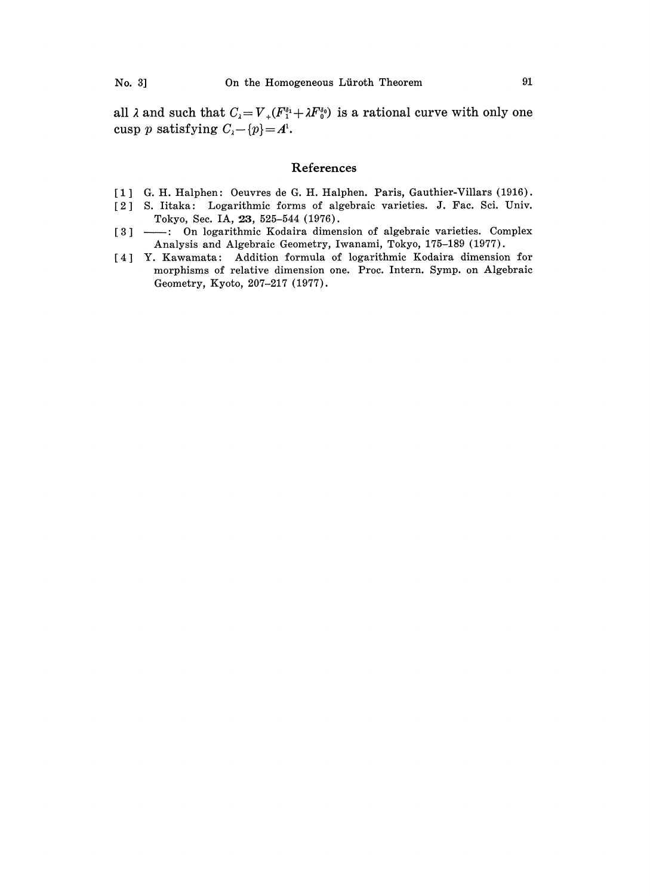all $\lambda$ and such that $C_\lambda = V_+(F_1^{\delta_1} + \lambda F_0^{\delta_0})$ is a rational curve with only one cusp $p$ satisfying $C_\lambda - \{p\} = A^1$.

## References

[1] G. H. Halphen: Oeuvres de G. H. Halphen. Paris, Gauthier-Villars (1916).

[2] S. Iitaka: Logarithmic forms of algebraic varieties. J. Fac. Sci. Univ. Tokyo, Sec. IA, **23**, 525–544 (1976).

[3] ——: On logarithmic Kodaira dimension of algebraic varieties. Complex Analysis and Algebraic Geometry, Iwanami, Tokyo, 175–189 (1977).

[4] Y. Kawamata: Addition formula of logarithmic Kodaira dimension for morphisms of relative dimension one. Proc. Intern. Symp. on Algebraic Geometry, Kyoto, 207–217 (1977).